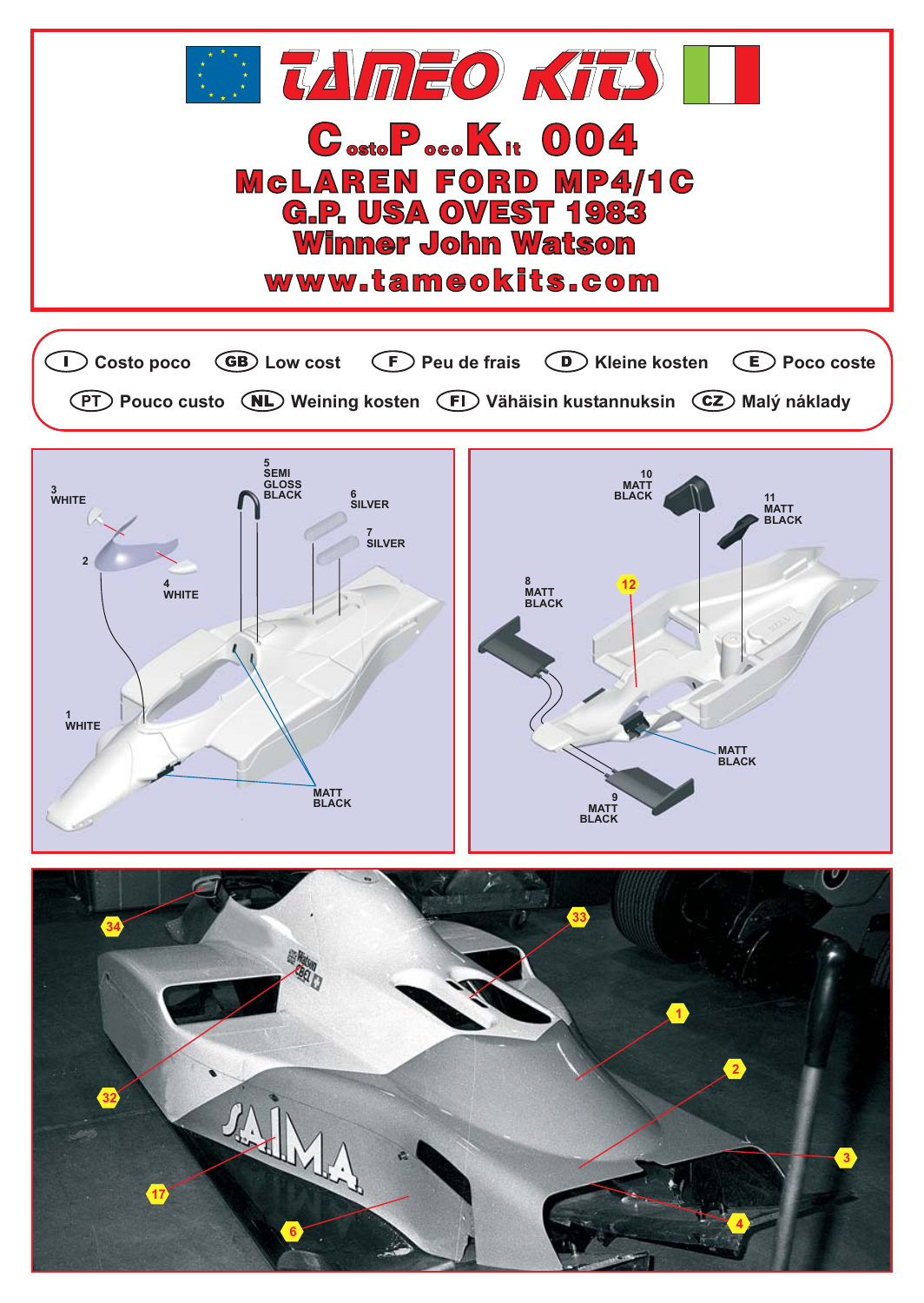# TAMEO KITS

## CostoPocoKit 004

## McLAREN FORD MP4/1C

## G.P. USA OVEST 1983

## Winner John Watson

**www.tameokits.com**

(I) Costo poco (GB) Low cost (F) Peu de frais (D) Kleine kosten (E) Poco coste

(PT) Pouco custo (NL) Weining kosten (FI) Vähäisin kustannuksin (CZ) Malý náklady

1 WHITE
2
3 WHITE
4 WHITE
5 SEMI GLOSS BLACK
6 SILVER
7 SILVER
MATT BLACK

8 MATT BLACK
9 MATT BLACK
10 MATT BLACK
11 MATT BLACK
12
MATT BLACK

34, 33, 32, 1, 2, 3, 4, 17, 6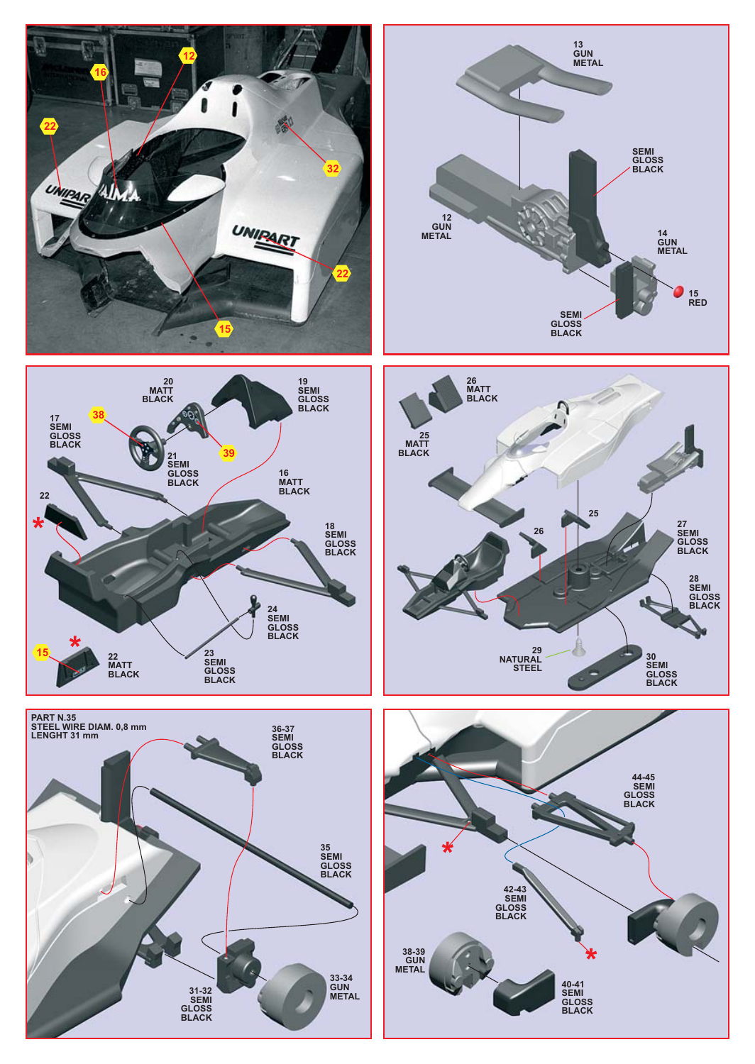12
16
22
32
22
15

13
GUN
METAL

SEMI
GLOSS
BLACK

12
GUN
METAL

14
GUN
METAL

15
RED

SEMI
GLOSS
BLACK

20
MATT
BLACK

19
SEMI
GLOSS
BLACK

17
SEMI
GLOSS
BLACK

38

39

21
SEMI
GLOSS
BLACK

16
MATT
BLACK

22

*

18
SEMI
GLOSS
BLACK

24
SEMI
GLOSS
BLACK

15

*

22
MATT
BLACK

23
SEMI
GLOSS
BLACK

26
MATT
BLACK

25
MATT
BLACK

25

26

27
SEMI
GLOSS
BLACK

28
SEMI
GLOSS
BLACK

29
NATURAL
STEEL

30
SEMI
GLOSS
BLACK

PART N.35
STEEL WIRE DIAM. 0,8 mm
LENGHT 31 mm

36-37
SEMI
GLOSS
BLACK

35
SEMI
GLOSS
BLACK

31-32
SEMI
GLOSS
BLACK

33-34
GUN
METAL

44-45
SEMI
GLOSS
BLACK

*

42-43
SEMI
GLOSS
BLACK

*

38-39
GUN
METAL

40-41
SEMI
GLOSS
BLACK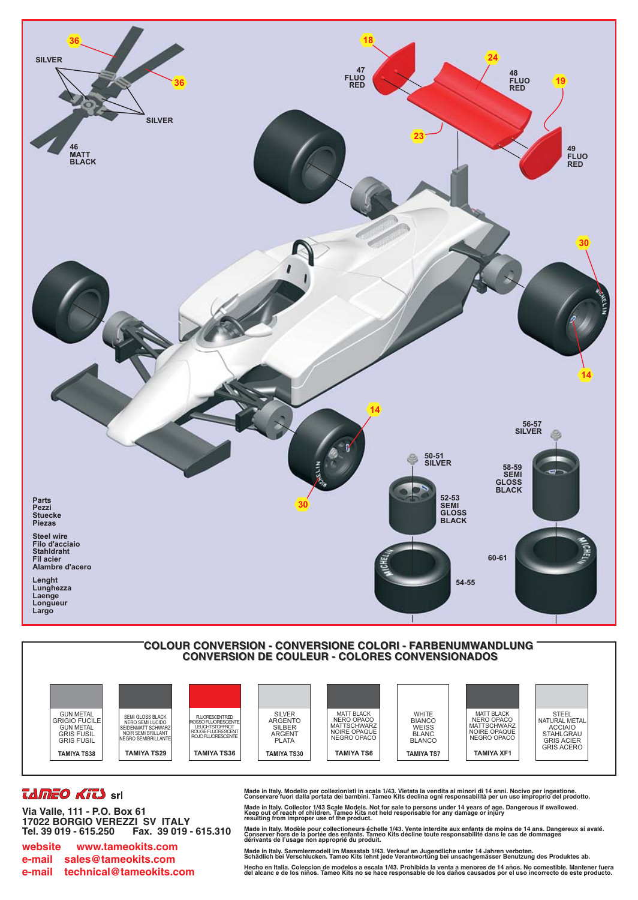36

SILVER

36

SILVER

46
MATT
BLACK

18

47
FLUO
RED

24

48
FLUO
RED

19

23

49
FLUO
RED

30

14

14

30

56-57
SILVER

50-51
SILVER

58-59
SEMI
GLOSS
BLACK

52-53
SEMI
GLOSS
BLACK

60-61

54-55

Parts
Pezzi
Stuecke
Piezas

Steel wire
Filo d'acciaio
Stahldraht
Fil acier
Alambre d'acero

Lenght
Lunghezza
Laenge
Longueur
Largo

## COLOUR CONVERSION - CONVERSIONE COLORI - FARBENUMWANDLUNG
## CONVERSION DE COULEUR - COLORES CONVENSIONADOS

| GUN METAL<br>GRIGIO FUCILE<br>GUN METAL<br>GRIS FUSIL<br>GRIS FUSIL | SEMI GLOSS BLACK<br>NERO SEMI LUCIDO<br>SEIDENMATT SCHWARZ<br>NOIR SEMI BRILLANT<br>NEGRO SEMIBRILLANTE | FLUORESCENT RED<br>ROSSO FLUORESCENTE<br>LEUCHTSTOFFROT<br>ROUGE FLUORESCENT<br>ROJO FLUORESCENTE | SILVER<br>ARGENTO<br>SILBER<br>ARGENT<br>PLATA | MATT BLACK<br>NERO OPACO<br>MATTSCHWARZ<br>NOIRE OPAQUE<br>NEGRO OPACO | WHITE<br>BIANCO<br>WEISS<br>BLANC<br>BLANCO | MATT BLACK<br>NERO OPACO<br>MATTSCHWARZ<br>NOIRE OPAQUE<br>NEGRO OPACO | STEEL<br>NATURAL METAL<br>ACCIAIO<br>STAHLGRAU<br>GRIS ACIER<br>GRIS ACERO |
|---|---|---|---|---|---|---|---|
| TAMIYA TS38 | TAMIYA TS29 | TAMIYA TS36 | TAMIYA TS30 | TAMIYA TS6 | TAMIYA TS7 | TAMIYA XF1 | |

**TAMEO KITS srl**

Via Valle, 111 - P.O. Box 61
17022 BORGIO VEREZZI SV ITALY
Tel. 39 019 - 615.250 Fax. 39 019 - 615.310

website www.tameokits.com
e-mail sales@tameokits.com
e-mail technical@tameokits.com

Made in Italy. Modello per collezionisti in scala 1/43. Vietata la vendita ai minori di 14 anni. Nocivo per ingestione. Conservare fuori dalla portata dei bambini. Tameo Kits declina ogni responsabilità per un uso improprio del prodotto.

Made in Italy. Collector 1/43 Scale Models. Not for sale to persons under 14 years of age. Dangerous if swallowed. Keep out of reach of children. Tameo Kits not held responsable for any damage or injury resulting from improper use of the product.

Made in Italy. Modèle pour collectioneurs échelle 1/43. Vente interdite aux enfants de moins de 14 ans. Dangereux si avalé. Conserver hors de la portée des enfants. Tameo Kits décline toute responsabilité dans le cas de dommages dérivants de l'usage non approprié du produit.

Made in Italy. Sammlermodell im Massstab 1/43. Verkauf an Jugendliche unter 14 Jahren verboten. Schädlich bei Verschlucken. Tameo Kits lehnt jede Verantwortung bei unsachgemässer Benutzung des Produktes ab.

Hecho en Italia. Coleccion de modelos a escala 1/43. Prohibida la venta a menores de 14 años. No comestible. Mantener fuera del alcanc e de los niños. Tameo Kits no se hace responsable de los daños causados por el usuario incorrecto de este producto.